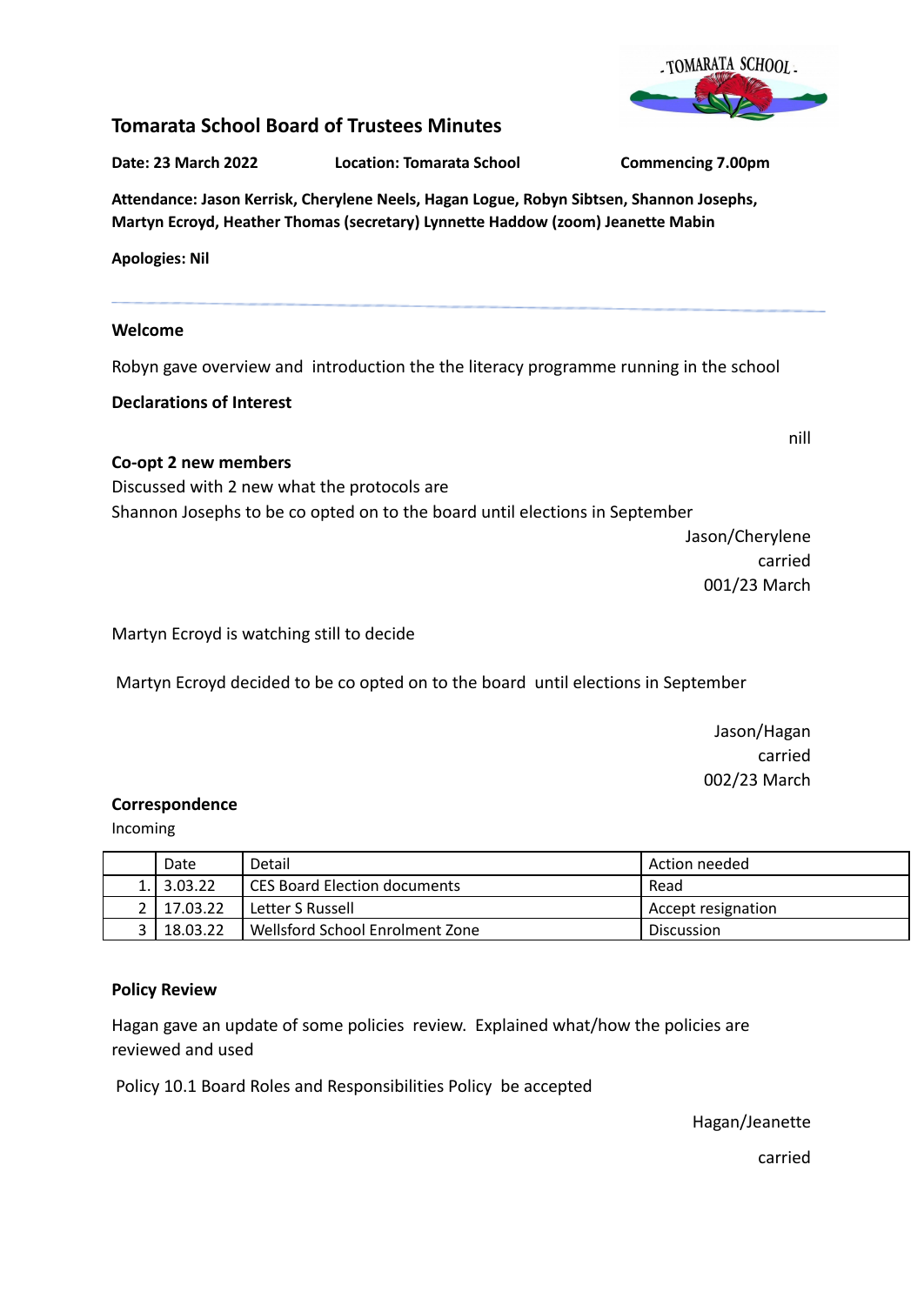## Tomarata School Board of Trustees Minutes

**Date: 23 March 2022** **Location: Tomarata School** **Commencing 7.00pm**

**Attendance: Jason Kerrisk, Cherylene Neels, Hagan Logue, Robyn Sibtsen, Shannon Josephs, Martyn Ecroyd, Heather Thomas (secretary) Lynnette Haddow (zoom) Jeanette Mabin**

**Apologies: Nil**

---

**Welcome**

Robyn gave overview and introduction the the literacy programme running in the school

**Declarations of Interest**

nill

**Co-opt 2 new members**

Discussed with 2 new what the protocols are

Shannon Josephs to be co opted on to the board until elections in September

Jason/Cherylene
carried
001/23 March

Martyn Ecroyd is watching still to decide

Martyn Ecroyd decided to be co opted on to the board until elections in September

Jason/Hagan
carried
002/23 March

**Correspondence**

Incoming

| | Date | Detail | Action needed |
|---|---|---|---|
| 1. | 3.03.22 | CES Board Election documents | Read |
| 2 | 17.03.22 | Letter S Russell | Accept resignation |
| 3 | 18.03.22 | Wellsford School Enrolment Zone | Discussion |

**Policy Review**

Hagan gave an update of some policies review. Explained what/how the policies are reviewed and used

Policy 10.1 Board Roles and Responsibilities Policy be accepted

Hagan/Jeanette

carried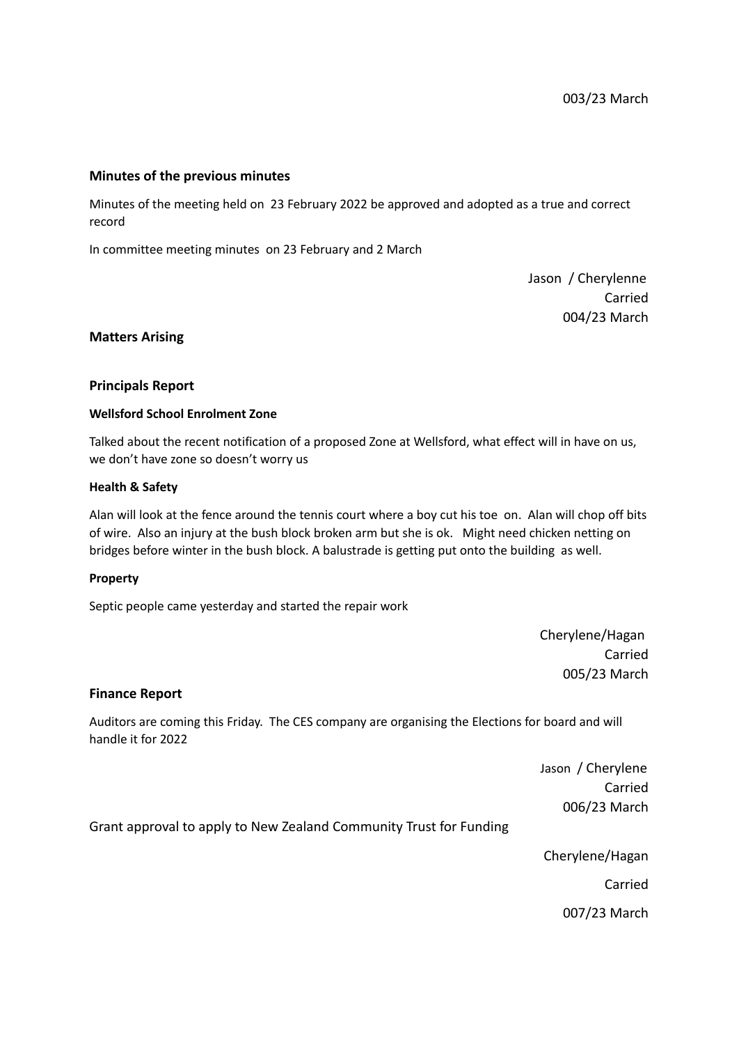003/23 March

## Minutes of the previous minutes

Minutes of the meeting held on 23 February 2022 be approved and adopted as a true and correct record

In committee meeting minutes on 23 February and 2 March

Jason / Cherylenne
Carried
004/23 March

## Matters Arising

## Principals Report

#### Wellsford School Enrolment Zone

Talked about the recent notification of a proposed Zone at Wellsford, what effect will in have on us, we don't have zone so doesn't worry us

#### Health & Safety

Alan will look at the fence around the tennis court where a boy cut his toe on. Alan will chop off bits of wire. Also an injury at the bush block broken arm but she is ok. Might need chicken netting on bridges before winter in the bush block. A balustrade is getting put onto the building as well.

#### Property

Septic people came yesterday and started the repair work

Cherylene/Hagan
Carried
005/23 March

## Finance Report

Auditors are coming this Friday. The CES company are organising the Elections for board and will handle it for 2022

Jason / Cherylene
Carried
006/23 March

Grant approval to apply to New Zealand Community Trust for Funding

Cherylene/Hagan

Carried

007/23 March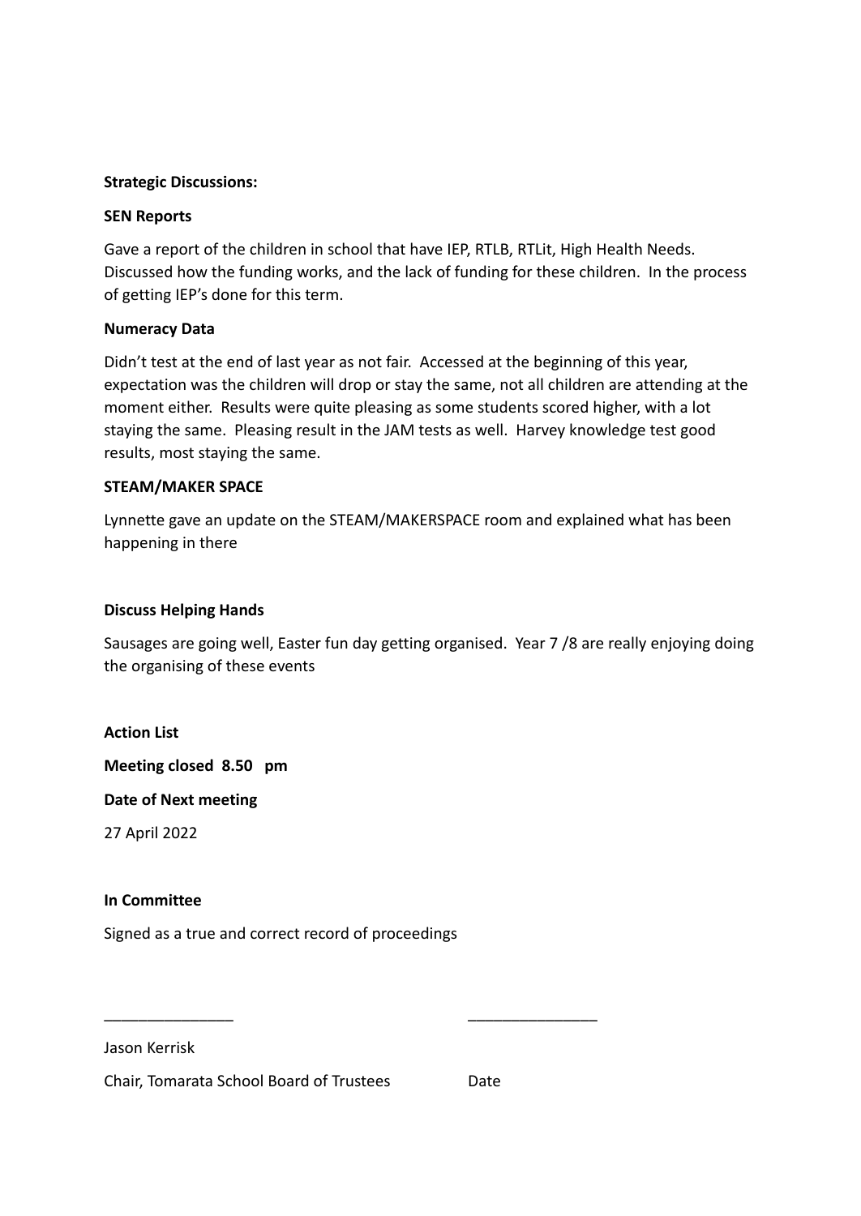**Strategic Discussions:**

**SEN Reports**

Gave a report of the children in school that have IEP, RTLB, RTLit, High Health Needs. Discussed how the funding works, and the lack of funding for these children. In the process of getting IEP's done for this term.

**Numeracy Data**

Didn't test at the end of last year as not fair. Accessed at the beginning of this year, expectation was the children will drop or stay the same, not all children are attending at the moment either. Results were quite pleasing as some students scored higher, with a lot staying the same. Pleasing result in the JAM tests as well. Harvey knowledge test good results, most staying the same.

**STEAM/MAKER SPACE**

Lynnette gave an update on the STEAM/MAKERSPACE room and explained what has been happening in there

**Discuss Helping Hands**

Sausages are going well, Easter fun day getting organised. Year 7 /8 are really enjoying doing the organising of these events

**Action List**

**Meeting closed 8.50 pm**

**Date of Next meeting**

27 April 2022

**In Committee**

Signed as a true and correct record of proceedings

_______________ _______________

Jason Kerrisk

Chair, Tomarata School Board of Trustees Date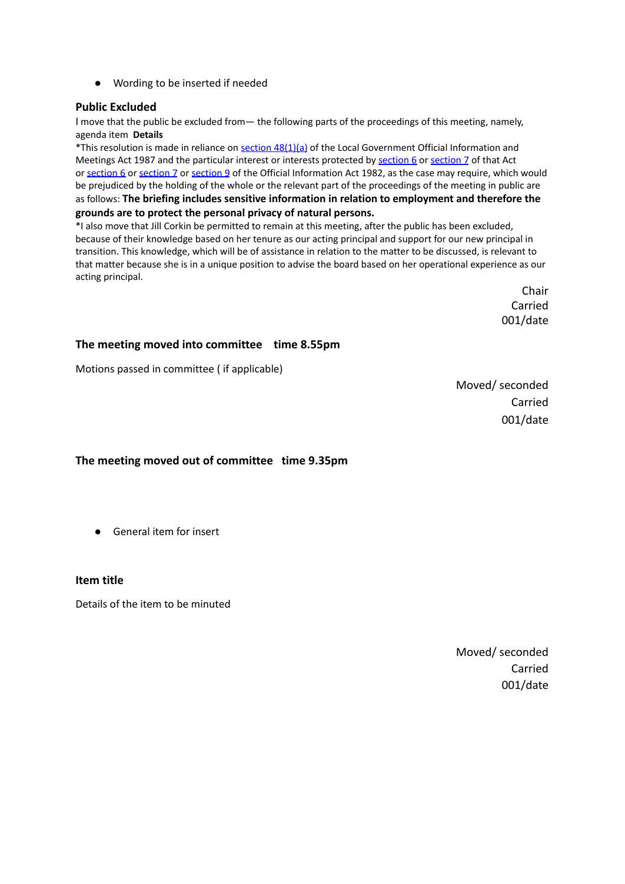- Wording to be inserted if needed

### Public Excluded

I move that the public be excluded from— the following parts of the proceedings of this meeting, namely, agenda item **Details**

*This resolution is made in reliance on section 48(1)(a) of the Local Government Official Information and Meetings Act 1987 and the particular interest or interests protected by section 6 or section 7 of that Act or section 6 or section 7 or section 9 of the Official Information Act 1982, as the case may require, which would be prejudiced by the holding of the whole or the relevant part of the proceedings of the meeting in public are as follows: **The briefing includes sensitive information in relation to employment and therefore the grounds are to protect the personal privacy of natural persons.**

*I also move that Jill Corkin be permitted to remain at this meeting, after the public has been excluded, because of their knowledge based on her tenure as our acting principal and support for our new principal in transition. This knowledge, which will be of assistance in relation to the matter to be discussed, is relevant to that matter because she is in a unique position to advise the board based on her operational experience as our acting principal.

Chair
Carried
001/date

### The meeting moved into committee time 8.55pm

Motions passed in committee ( if applicable)

Moved/ seconded
Carried
001/date

### The meeting moved out of committee time 9.35pm

- General item for insert

### Item title

Details of the item to be minuted

Moved/ seconded
Carried
001/date